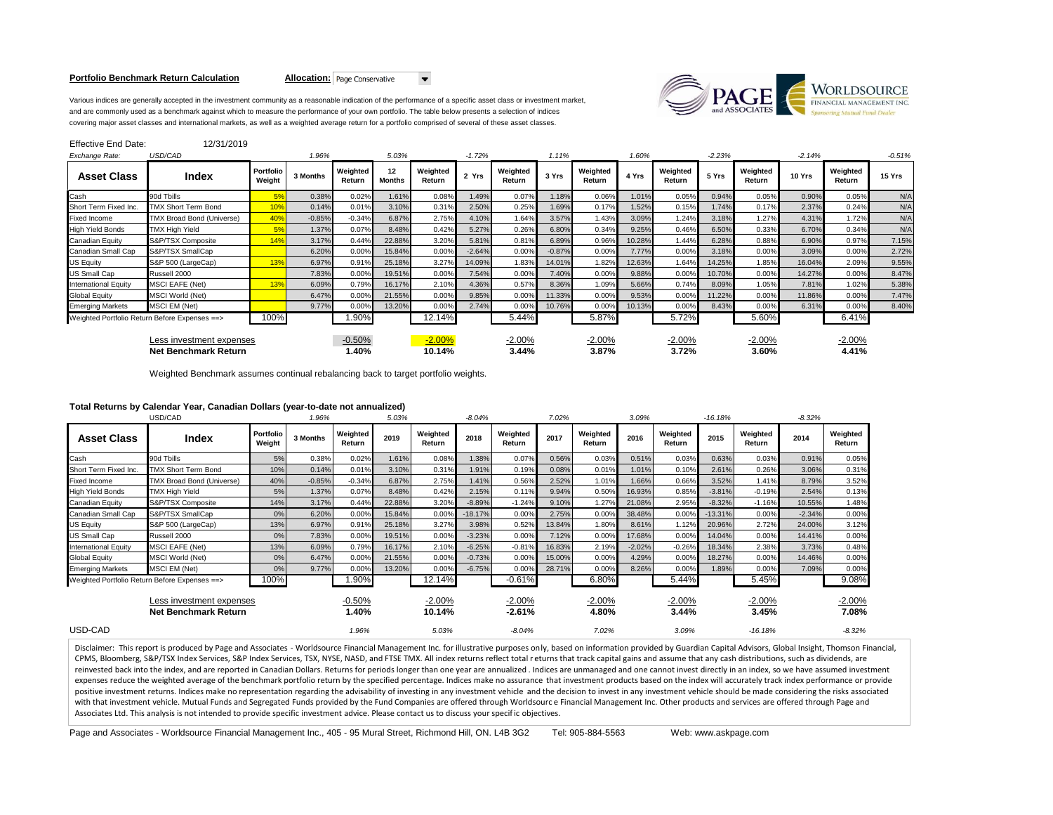**Portfolio Benchmark Return Calculation** **Allocation:** Page Conservative

Various indices are generally accepted in the investment community as a reasonable indication of the performance of a specific asset class or investment market, and are commonly used as a benchmark against which to measure the performance of your own portfolio. The table below presents a selection of indices covering major asset classes and international markets, as well as a weighted average return for a portfolio comprised of several of these asset classes.

Effective End Date: 12/31/2019

| *Exchange Rate:* | *USD/CAD* | | *1.96%* | | *5.03%* | | *-1.72%* | | *1.11%* | | *1.60%* | | *-2.23%* | | *-2.14%* | | *-0.51%* |
|---|---|---|---|---|---|---|---|---|---|---|---|---|---|---|---|---|---|
| **Asset Class** | **Index** | **Portfolio Weight** | **3 Months** | **Weighted Return** | **12 Months** | **Weighted Return** | **2 Yrs** | **Weighted Return** | **3 Yrs** | **Weighted Return** | **4 Yrs** | **Weighted Return** | **5 Yrs** | **Weighted Return** | **10 Yrs** | **Weighted Return** | **15 Yrs** |
| Cash | 90d Tbills | 5% | 0.38% | 0.02% | 1.61% | 0.08% | 1.49% | 0.07% | 1.18% | 0.06% | 1.01% | 0.05% | 0.94% | 0.05% | 0.90% | 0.05% | N/A |
| Short Term Fixed Inc. | TMX Short Term Bond | 10% | 0.14% | 0.01% | 3.10% | 0.31% | 2.50% | 0.25% | 1.69% | 0.17% | 1.52% | 0.15% | 1.74% | 0.17% | 2.37% | 0.24% | N/A |
| Fixed Income | TMX Broad Bond (Universe) | 40% | -0.85% | -0.34% | 6.87% | 2.75% | 4.10% | 1.64% | 3.57% | 1.43% | 3.09% | 1.24% | 3.18% | 1.27% | 4.31% | 1.72% | N/A |
| High Yield Bonds | TMX High Yield | 5% | 1.37% | 0.07% | 8.48% | 0.42% | 5.27% | 0.26% | 6.80% | 0.34% | 9.25% | 0.46% | 6.50% | 0.33% | 6.70% | 0.34% | N/A |
| Canadian Equity | S&P/TSX Composite | 14% | 3.17% | 0.44% | 22.88% | 3.20% | 5.81% | 0.81% | 6.89% | 0.96% | 10.28% | 1.44% | 6.28% | 0.88% | 6.90% | 0.97% | 7.15% |
| Canadian Small Cap | S&P/TSX SmallCap | | 6.20% | 0.00% | 15.84% | 0.00% | -2.64% | 0.00% | -0.87% | 0.00% | 7.77% | 0.00% | 3.18% | 0.00% | 3.09% | 0.00% | 2.72% |
| US Equity | S&P 500 (LargeCap) | 13% | 6.97% | 0.91% | 25.18% | 3.27% | 14.09% | 1.83% | 14.01% | 1.82% | 12.63% | 1.64% | 14.25% | 1.85% | 16.04% | 2.09% | 9.55% |
| US Small Cap | Russell 2000 | | 7.83% | 0.00% | 19.51% | 0.00% | 7.54% | 0.00% | 7.40% | 0.00% | 9.88% | 0.00% | 10.70% | 0.00% | 14.27% | 0.00% | 8.47% |
| International Equity | MSCI EAFE (Net) | 13% | 6.09% | 0.79% | 16.17% | 2.10% | 4.36% | 0.57% | 8.36% | 1.09% | 5.66% | 0.74% | 8.09% | 1.05% | 7.81% | 1.02% | 5.38% |
| Global Equity | MSCI World (Net) | | 6.47% | 0.00% | 21.55% | 0.00% | 9.85% | 0.00% | 11.33% | 0.00% | 9.53% | 0.00% | 11.22% | 0.00% | 11.86% | 0.00% | 7.47% |
| Emerging Markets | MSCI EM (Net) | | 9.77% | 0.00% | 13.20% | 0.00% | 2.74% | 0.00% | 10.76% | 0.00% | 10.13% | 0.00% | 8.43% | 0.00% | 6.31% | 0.00% | 8.40% |
| Weighted Portfolio Return Before Expenses ==> | | 100% | | 1.90% | | 12.14% | | 5.44% | | 5.87% | | 5.72% | | 5.60% | | 6.41% | |
| | Less investment expenses | | | -0.50% | | -2.00% | | -2.00% | | -2.00% | | -2.00% | | -2.00% | | -2.00% | |
| | **Net Benchmark Return** | | | **1.40%** | | **10.14%** | | **3.44%** | | **3.87%** | | **3.72%** | | **3.60%** | | **4.41%** | |

Weighted Benchmark assumes continual rebalancing back to target portfolio weights.

**Total Returns by Calendar Year, Canadian Dollars (year-to-date not annualized)**

| | USD/CAD | | *1.96%* | | *5.03%* | | *-8.04%* | | *7.02%* | | *3.09%* | | *-16.18%* | | *-8.32%* | |
|---|---|---|---|---|---|---|---|---|---|---|---|---|---|---|---|---|
| **Asset Class** | **Index** | **Portfolio Weight** | **3 Months** | **Weighted Return** | **2019** | **Weighted Return** | **2018** | **Weighted Return** | **2017** | **Weighted Return** | **2016** | **Weighted Return** | **2015** | **Weighted Return** | **2014** | **Weighted Return** |
| Cash | 90d Tbills | 5% | 0.38% | 0.02% | 1.61% | 0.08% | 1.38% | 0.07% | 0.56% | 0.03% | 0.51% | 0.03% | 0.63% | 0.03% | 0.91% | 0.05% |
| Short Term Fixed Inc. | TMX Short Term Bond | 10% | 0.14% | 0.01% | 3.10% | 0.31% | 1.91% | 0.19% | 0.08% | 0.01% | 1.01% | 0.10% | 2.61% | 0.26% | 3.06% | 0.31% |
| Fixed Income | TMX Broad Bond (Universe) | 40% | -0.85% | -0.34% | 6.87% | 2.75% | 1.41% | 0.56% | 2.52% | 1.01% | 1.66% | 0.66% | 3.52% | 1.41% | 8.79% | 3.52% |
| High Yield Bonds | TMX High Yield | 5% | 1.37% | 0.07% | 8.48% | 0.42% | 2.15% | 0.11% | 9.94% | 0.50% | 16.93% | 0.85% | -3.81% | -0.19% | 2.54% | 0.13% |
| Canadian Equity | S&P/TSX Composite | 14% | 3.17% | 0.44% | 22.88% | 3.20% | -8.89% | -1.24% | 9.10% | 1.27% | 21.08% | 2.95% | -8.32% | -1.16% | 10.55% | 1.48% |
| Canadian Small Cap | S&P/TSX SmallCap | 0% | 6.20% | 0.00% | 15.84% | 0.00% | -18.17% | 0.00% | 2.75% | 0.00% | 38.48% | 0.00% | -13.31% | 0.00% | -2.34% | 0.00% |
| US Equity | S&P 500 (LargeCap) | 13% | 6.97% | 0.91% | 25.18% | 3.27% | 3.98% | 0.52% | 13.84% | 1.80% | 8.61% | 1.12% | 20.96% | 2.72% | 24.00% | 3.12% |
| US Small Cap | Russell 2000 | 0% | 7.83% | 0.00% | 19.51% | 0.00% | -3.23% | 0.00% | 7.12% | 0.00% | 17.68% | 0.00% | 14.04% | 0.00% | 14.41% | 0.00% |
| International Equity | MSCI EAFE (Net) | 13% | 6.09% | 0.79% | 16.17% | 2.10% | -6.25% | -0.81% | 16.83% | 2.19% | -2.02% | -0.26% | 18.34% | 2.38% | 3.73% | 0.48% |
| Global Equity | MSCI World (Net) | 0% | 6.47% | 0.00% | 21.55% | 0.00% | -0.73% | 0.00% | 15.00% | 0.00% | 4.29% | 0.00% | 18.27% | 0.00% | 14.46% | 0.00% |
| Emerging Markets | MSCI EM (Net) | 0% | 9.77% | 0.00% | 13.20% | 0.00% | -6.75% | 0.00% | 28.71% | 0.00% | 8.26% | 0.00% | 1.89% | 0.00% | 7.09% | 0.00% |
| Weighted Portfolio Return Before Expenses ==> | | 100% | | 1.90% | | 12.14% | | -0.61% | | 6.80% | | 5.44% | | 5.45% | | 9.08% |
| | Less investment expenses | | | -0.50% | | -2.00% | | -2.00% | | -2.00% | | -2.00% | | -2.00% | | -2.00% |
| | **Net Benchmark Return** | | | **1.40%** | | **10.14%** | | **-2.61%** | | **4.80%** | | **3.44%** | | **3.45%** | | **7.08%** |
| USD-CAD | | | | *1.96%* | | *5.03%* | | *-8.04%* | | *7.02%* | | *3.09%* | | *-16.18%* | | *-8.32%* |

Disclaimer: This report is produced by Page and Associates - Worldsource Financial Management Inc. for illustrative purposes only, based on information provided by Guardian Capital Advisors, Global Insight, Thomson Financial, CPMS, Bloomberg, S&P/TSX Index Services, S&P Index Services, TSX, NYSE, NASD, and FTSE TMX. All index returns reflect total returns that track capital gains and assume that any cash distributions, such as dividends, are reinvested back into the index, and are reported in Canadian Dollars. Returns for periods longer than one year are annualized . Indices are unmanaged and one cannot invest directly in an index, so we have assumed investment expenses reduce the weighted average of the benchmark portfolio return by the specified percentage. Indices make no assurance that investment products based on the index will accurately track index performance or provide positive investment returns. Indices make no representation regarding the advisability of investing in any investment vehicle and the decision to invest in any investment vehicle should be made considering the risks associated with that investment vehicle. Mutual Funds and Segregated Funds provided by the Fund Companies are offered through Worldsource Financial Management Inc. Other products and services are offered through Page and Associates Ltd. This analysis is not intended to provide specific investment advice. Please contact us to discuss your specific objectives.

Page and Associates - Worldsource Financial Management Inc., 405 - 95 Mural Street, Richmond Hill, ON. L4B 3G2 Tel: 905-884-5563 Web: www.askpage.com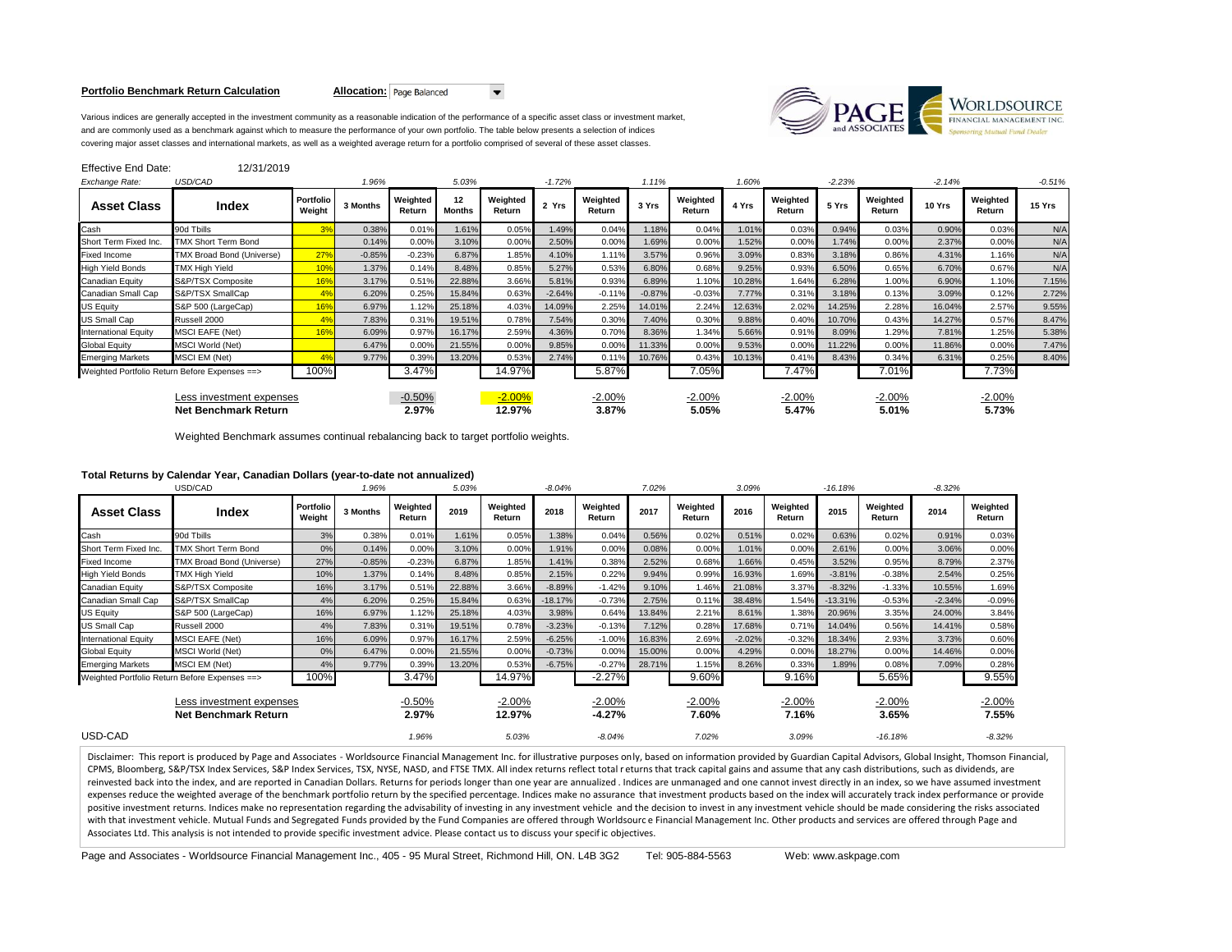**Portfolio Benchmark Return Calculation** **Allocation:** Page Balanced

Various indices are generally accepted in the investment community as a reasonable indication of the performance of a specific asset class or investment market, and are commonly used as a benchmark against which to measure the performance of your own portfolio. The table below presents a selection of indices covering major asset classes and international markets, as well as a weighted average return for a portfolio comprised of several of these asset classes.

Effective End Date: 12/31/2019

| *Exchange Rate:* | *USD/CAD* | | *1.96%* | | *5.03%* | | *-1.72%* | | *1.11%* | | *1.60%* | | *-2.23%* | | *-2.14%* | | *-0.51%* |
|---|---|---|---|---|---|---|---|---|---|---|---|---|---|---|---|---|---|
| **Asset Class** | **Index** | **Portfolio Weight** | **3 Months** | **Weighted Return** | **12 Months** | **Weighted Return** | **2 Yrs** | **Weighted Return** | **3 Yrs** | **Weighted Return** | **4 Yrs** | **Weighted Return** | **5 Yrs** | **Weighted Return** | **10 Yrs** | **Weighted Return** | **15 Yrs** |
| Cash | 90d Tbills | 3% | 0.38% | 0.01% | 1.61% | 0.05% | 1.49% | 0.04% | 1.18% | 0.04% | 1.01% | 0.03% | 0.94% | 0.03% | 0.90% | 0.03% | N/A |
| Short Term Fixed Inc. | TMX Short Term Bond | | 0.14% | 0.00% | 3.10% | 0.00% | 2.50% | 0.00% | 1.69% | 0.00% | 1.52% | 0.00% | 1.74% | 0.00% | 2.37% | 0.00% | N/A |
| Fixed Income | TMX Broad Bond (Universe) | 27% | -0.85% | -0.23% | 6.87% | 1.85% | 4.10% | 1.11% | 3.57% | 0.96% | 3.09% | 0.83% | 3.18% | 0.86% | 4.31% | 1.16% | N/A |
| High Yield Bonds | TMX High Yield | 10% | 1.37% | 0.14% | 8.48% | 0.85% | 5.27% | 0.53% | 6.80% | 0.68% | 9.25% | 0.93% | 6.50% | 0.65% | 6.70% | 0.67% | N/A |
| Canadian Equity | S&P/TSX Composite | 16% | 3.17% | 0.51% | 22.88% | 3.66% | 5.81% | 0.93% | 6.89% | 1.10% | 10.28% | 1.64% | 6.28% | 1.00% | 6.90% | 1.10% | 7.15% |
| Canadian Small Cap | S&P/TSX SmallCap | 4% | 6.20% | 0.25% | 15.84% | 0.63% | -2.64% | -0.11% | -0.87% | -0.03% | 7.77% | 0.31% | 3.18% | 0.13% | 3.09% | 0.12% | 2.72% |
| US Equity | S&P 500 (LargeCap) | 16% | 6.97% | 1.12% | 25.18% | 4.03% | 14.09% | 2.25% | 14.01% | 2.24% | 12.63% | 2.02% | 14.25% | 2.28% | 16.04% | 2.57% | 9.55% |
| US Small Cap | Russell 2000 | 4% | 7.83% | 0.31% | 19.51% | 0.78% | 7.54% | 0.30% | 7.40% | 0.30% | 9.88% | 0.40% | 10.70% | 0.43% | 14.27% | 0.57% | 8.47% |
| International Equity | MSCI EAFE (Net) | 16% | 6.09% | 0.97% | 16.17% | 2.59% | 4.36% | 0.70% | 8.36% | 1.34% | 5.66% | 0.91% | 8.09% | 1.29% | 7.81% | 1.25% | 5.38% |
| Global Equity | MSCI World (Net) | | 6.47% | 0.00% | 21.55% | 0.00% | 9.85% | 0.00% | 11.33% | 0.00% | 9.53% | 0.00% | 11.22% | 0.00% | 11.86% | 0.00% | 7.47% |
| Emerging Markets | MSCI EM (Net) | 4% | 9.77% | 0.39% | 13.20% | 0.53% | 2.74% | 0.11% | 10.76% | 0.43% | 10.13% | 0.41% | 8.43% | 0.34% | 6.31% | 0.25% | 8.40% |
| Weighted Portfolio Return Before Expenses ==> | | 100% | | 3.47% | | 14.97% | | 5.87% | | 7.05% | | 7.47% | | 7.01% | | 7.73% | |
| | Less investment expenses | | | -0.50% | | -2.00% | | -2.00% | | -2.00% | | -2.00% | | -2.00% | | -2.00% | |
| | **Net Benchmark Return** | | | **2.97%** | | **12.97%** | | **3.87%** | | **5.05%** | | **5.47%** | | **5.01%** | | **5.73%** | |

Weighted Benchmark assumes continual rebalancing back to target portfolio weights.

**Total Returns by Calendar Year, Canadian Dollars (year-to-date not annualized)**

| | USD/CAD | | *1.96%* | | *5.03%* | | *-8.04%* | | *7.02%* | | *3.09%* | | *-16.18%* | | *-8.32%* | |
|---|---|---|---|---|---|---|---|---|---|---|---|---|---|---|---|---|
| **Asset Class** | **Index** | **Portfolio Weight** | **3 Months** | **Weighted Return** | **2019** | **Weighted Return** | **2018** | **Weighted Return** | **2017** | **Weighted Return** | **2016** | **Weighted Return** | **2015** | **Weighted Return** | **2014** | **Weighted Return** |
| Cash | 90d Tbills | 3% | 0.38% | 0.01% | 1.61% | 0.05% | 1.38% | 0.04% | 0.56% | 0.02% | 0.51% | 0.02% | 0.63% | 0.02% | 0.91% | 0.03% |
| Short Term Fixed Inc. | TMX Short Term Bond | 0% | 0.14% | 0.00% | 3.10% | 0.00% | 1.91% | 0.00% | 0.08% | 0.00% | 1.01% | 0.00% | 2.61% | 0.00% | 3.06% | 0.00% |
| Fixed Income | TMX Broad Bond (Universe) | 27% | -0.85% | -0.23% | 6.87% | 1.85% | 1.41% | 0.38% | 2.52% | 0.68% | 1.66% | 0.45% | 3.52% | 0.95% | 8.79% | 2.37% |
| High Yield Bonds | TMX High Yield | 10% | 1.37% | 0.14% | 8.48% | 0.85% | 2.15% | 0.22% | 9.94% | 0.99% | 16.93% | 1.69% | -3.81% | -0.38% | 2.54% | 0.25% |
| Canadian Equity | S&P/TSX Composite | 16% | 3.17% | 0.51% | 22.88% | 3.66% | -8.89% | -1.42% | 9.10% | 1.46% | 21.08% | 3.37% | -8.32% | -1.33% | 10.55% | 1.69% |
| Canadian Small Cap | S&P/TSX SmallCap | 4% | 6.20% | 0.25% | 15.84% | 0.63% | -18.17% | -0.73% | 2.75% | 0.11% | 38.48% | 1.54% | -13.31% | -0.53% | -2.34% | -0.09% |
| US Equity | S&P 500 (LargeCap) | 16% | 6.97% | 1.12% | 25.18% | 4.03% | 3.98% | 0.64% | 13.84% | 2.21% | 8.61% | 1.38% | 20.96% | 3.35% | 24.00% | 3.84% |
| US Small Cap | Russell 2000 | 4% | 7.83% | 0.31% | 19.51% | 0.78% | -3.23% | -0.13% | 7.12% | 0.28% | 17.68% | 0.71% | 14.04% | 0.56% | 14.41% | 0.58% |
| International Equity | MSCI EAFE (Net) | 16% | 6.09% | 0.97% | 16.17% | 2.59% | -6.25% | -1.00% | 16.83% | 2.69% | -2.02% | -0.32% | 18.34% | 2.93% | 3.73% | 0.60% |
| Global Equity | MSCI World (Net) | 0% | 6.47% | 0.00% | 21.55% | 0.00% | -0.73% | 0.00% | 15.00% | 0.00% | 4.29% | 0.00% | 18.27% | 0.00% | 14.46% | 0.00% |
| Emerging Markets | MSCI EM (Net) | 4% | 9.77% | 0.39% | 13.20% | 0.53% | -6.75% | -0.27% | 28.71% | 1.15% | 8.26% | 0.33% | 1.89% | 0.08% | 7.09% | 0.28% |
| Weighted Portfolio Return Before Expenses ==> | | 100% | | 3.47% | | 14.97% | | -2.27% | | 9.60% | | 9.16% | | 5.65% | | 9.55% |
| | Less investment expenses | | | -0.50% | | -2.00% | | -2.00% | | -2.00% | | -2.00% | | -2.00% | | -2.00% |
| | **Net Benchmark Return** | | | **2.97%** | | **12.97%** | | **-4.27%** | | **7.60%** | | **7.16%** | | **3.65%** | | **7.55%** |
| USD-CAD | | | *1.96%* | | *5.03%* | | *-8.04%* | | *7.02%* | | *3.09%* | | *-16.18%* | | *-8.32%* | |

Disclaimer: This report is produced by Page and Associates - Worldsource Financial Management Inc. for illustrative purposes only, based on information provided by Guardian Capital Advisors, Global Insight, Thomson Financial, CPMS, Bloomberg, S&P/TSX Index Services, S&P Index Services, TSX, NYSE, NASD, and FTSE TMX. All index returns reflect total returns that track capital gains and assume that any cash distributions, such as dividends, are reinvested back into the index, and are reported in Canadian Dollars. Returns for periods longer than one year are annualized . Indices are unmanaged and one cannot invest directly in an index, so we have assumed investment expenses reduce the weighted average of the benchmark portfolio return by the specified percentage. Indices make no assurance that investment products based on the index will accurately track index performance or provide positive investment returns. Indices make no representation regarding the advisability of investing in any investment vehicle and the decision to invest in any investment vehicle should be made considering the risks associated with that investment vehicle. Mutual Funds and Segregated Funds provided by the Fund Companies are offered through Worldsource Financial Management Inc. Other products and services are offered through Page and Associates Ltd. This analysis is not intended to provide specific investment advice. Please contact us to discuss your specific objectives.

Page and Associates - Worldsource Financial Management Inc., 405 - 95 Mural Street, Richmond Hill, ON. L4B 3G2 Tel: 905-884-5563 Web: www.askpage.com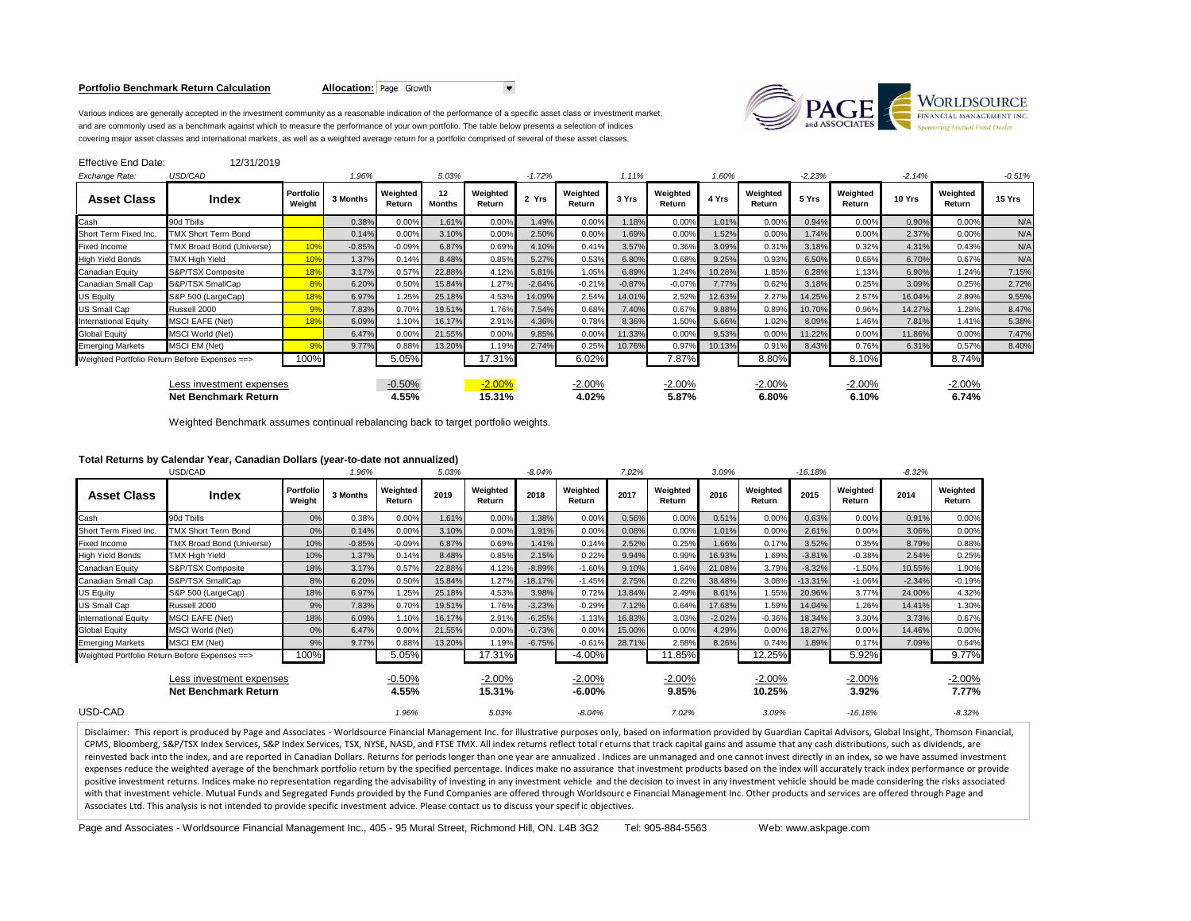**Portfolio Benchmark Return Calculation** **Allocation:** Page Growth

Various indices are generally accepted in the investment community as a reasonable indication of the performance of a specific asset class or investment market, and are commonly used as a benchmark against which to measure the performance of your own portfolio. The table below presents a selection of indices covering major asset classes and international markets, as well as a weighted average return for a portfolio comprised of several of these asset classes.

Effective End Date: 12/31/2019

| *Exchange Rate:* | *USD/CAD* | | *1.96%* | | *5.03%* | | *-1.72%* | | *1.11%* | | *1.60%* | | *-2.23%* | | *-2.14%* | | *-0.51%* |
|---|---|---|---|---|---|---|---|---|---|---|---|---|---|---|---|---|---|
| **Asset Class** | **Index** | **Portfolio Weight** | **3 Months** | **Weighted Return** | **12 Months** | **Weighted Return** | **2 Yrs** | **Weighted Return** | **3 Yrs** | **Weighted Return** | **4 Yrs** | **Weighted Return** | **5 Yrs** | **Weighted Return** | **10 Yrs** | **Weighted Return** | **15 Yrs** |
| Cash | 90d Tbills | | 0.38% | 0.00% | 1.61% | 0.00% | 1.49% | 0.00% | 1.18% | 0.00% | 1.01% | 0.00% | 0.94% | 0.00% | 0.90% | 0.00% | N/A |
| Short Term Fixed Inc. | TMX Short Term Bond | | 0.14% | 0.00% | 3.10% | 0.00% | 2.50% | 0.00% | 1.69% | 0.00% | 1.52% | 0.00% | 1.74% | 0.00% | 2.37% | 0.00% | N/A |
| Fixed Income | TMX Broad Bond (Universe) | 10% | -0.85% | -0.09% | 6.87% | 0.69% | 4.10% | 0.41% | 3.57% | 0.36% | 3.09% | 0.31% | 3.18% | 0.32% | 4.31% | 0.43% | N/A |
| High Yield Bonds | TMX High Yield | 10% | 1.37% | 0.14% | 8.48% | 0.85% | 5.27% | 0.53% | 6.80% | 0.68% | 9.25% | 0.93% | 6.50% | 0.65% | 6.70% | 0.67% | N/A |
| Canadian Equity | S&P/TSX Composite | 18% | 3.17% | 0.57% | 22.88% | 4.12% | 5.81% | 1.05% | 6.89% | 1.24% | 10.28% | 1.85% | 6.28% | 1.13% | 6.90% | 1.24% | 7.15% |
| Canadian Small Cap | S&P/TSX SmallCap | 8% | 6.20% | 0.50% | 15.84% | 1.27% | -2.64% | -0.21% | -0.87% | -0.07% | 7.77% | 0.62% | 3.18% | 0.25% | 3.09% | 0.25% | 2.72% |
| US Equity | S&P 500 (LargeCap) | 18% | 6.97% | 1.25% | 25.18% | 4.53% | 14.09% | 2.54% | 14.01% | 2.52% | 12.63% | 2.27% | 14.25% | 2.57% | 16.04% | 2.89% | 9.55% |
| US Small Cap | Russell 2000 | 9% | 7.83% | 0.70% | 19.51% | 1.76% | 7.54% | 0.68% | 7.40% | 0.67% | 9.88% | 0.89% | 10.70% | 0.96% | 14.27% | 1.28% | 8.47% |
| International Equity | MSCI EAFE (Net) | 18% | 6.09% | 1.10% | 16.17% | 2.91% | 4.36% | 0.78% | 8.36% | 1.50% | 5.66% | 1.02% | 8.09% | 1.46% | 7.81% | 1.41% | 5.38% |
| Global Equity | MSCI World (Net) | | 6.47% | 0.00% | 21.55% | 0.00% | 9.85% | 0.00% | 11.33% | 0.00% | 9.53% | 0.00% | 11.22% | 0.00% | 11.86% | 0.00% | 7.47% |
| Emerging Markets | MSCI EM (Net) | 9% | 9.77% | 0.88% | 13.20% | 1.19% | 2.74% | 0.25% | 10.76% | 0.97% | 10.13% | 0.91% | 8.43% | 0.76% | 6.31% | 0.57% | 8.40% |
| Weighted Portfolio Return Before Expenses ==> | | 100% | | 5.05% | | 17.31% | | 6.02% | | 7.87% | | 8.80% | | 8.10% | | 8.74% | |
| | Less investment expenses | | | -0.50% | | -2.00% | | -2.00% | | -2.00% | | -2.00% | | -2.00% | | -2.00% | |
| | **Net Benchmark Return** | | | **4.55%** | | **15.31%** | | **4.02%** | | **5.87%** | | **6.80%** | | **6.10%** | | **6.74%** | |

Weighted Benchmark assumes continual rebalancing back to target portfolio weights.

**Total Returns by Calendar Year, Canadian Dollars (year-to-date not annualized)**

| | USD/CAD | | *1.96%* | | *5.03%* | | *-8.04%* | | *7.02%* | | *3.09%* | | *-16.18%* | | *-8.32%* | |
|---|---|---|---|---|---|---|---|---|---|---|---|---|---|---|---|---|
| **Asset Class** | **Index** | **Portfolio Weight** | **3 Months** | **Weighted Return** | **2019** | **Weighted Return** | **2018** | **Weighted Return** | **2017** | **Weighted Return** | **2016** | **Weighted Return** | **2015** | **Weighted Return** | **2014** | **Weighted Return** |
| Cash | 90d Tbills | 0% | 0.38% | 0.00% | 1.61% | 0.00% | 1.38% | 0.00% | 0.56% | 0.00% | 0.51% | 0.00% | 0.63% | 0.00% | 0.91% | 0.00% |
| Short Term Fixed Inc. | TMX Short Term Bond | 0% | 0.14% | 0.00% | 3.10% | 0.00% | 1.91% | 0.00% | 0.08% | 0.00% | 1.01% | 0.00% | 2.61% | 0.00% | 3.06% | 0.00% |
| Fixed Income | TMX Broad Bond (Universe) | 10% | -0.85% | -0.09% | 6.87% | 0.69% | 1.41% | 0.14% | 2.52% | 0.25% | 1.66% | 0.17% | 3.52% | 0.35% | 8.79% | 0.88% |
| High Yield Bonds | TMX High Yield | 10% | 1.37% | 0.14% | 8.48% | 0.85% | 2.15% | 0.22% | 9.94% | 0.99% | 16.93% | 1.69% | -3.81% | -0.38% | 2.54% | 0.25% |
| Canadian Equity | S&P/TSX Composite | 18% | 3.17% | 0.57% | 22.88% | 4.12% | -8.89% | -1.60% | 9.10% | 1.64% | 21.08% | 3.79% | -8.32% | -1.50% | 10.55% | 1.90% |
| Canadian Small Cap | S&P/TSX SmallCap | 8% | 6.20% | 0.50% | 15.84% | 1.27% | -18.17% | -1.45% | 2.75% | 0.22% | 38.48% | 3.08% | -13.31% | -1.06% | -2.34% | -0.19% |
| US Equity | S&P 500 (LargeCap) | 18% | 6.97% | 1.25% | 25.18% | 4.53% | 3.98% | 0.72% | 13.84% | 2.49% | 8.61% | 1.55% | 20.96% | 3.77% | 24.00% | 4.32% |
| US Small Cap | Russell 2000 | 9% | 7.83% | 0.70% | 19.51% | 1.76% | -3.23% | -0.29% | 7.12% | 0.64% | 17.68% | 1.59% | 14.04% | 1.26% | 14.41% | 1.30% |
| International Equity | MSCI EAFE (Net) | 18% | 6.09% | 1.10% | 16.17% | 2.91% | -6.25% | -1.13% | 16.83% | 3.03% | -2.02% | -0.36% | 18.34% | 3.30% | 3.73% | 0.67% |
| Global Equity | MSCI World (Net) | 0% | 6.47% | 0.00% | 21.55% | 0.00% | -0.73% | 0.00% | 15.00% | 0.00% | 4.29% | 0.00% | 18.27% | 0.00% | 14.46% | 0.00% |
| Emerging Markets | MSCI EM (Net) | 9% | 9.77% | 0.88% | 13.20% | 1.19% | -6.75% | -0.61% | 28.71% | 2.58% | 8.26% | 0.74% | 1.89% | 0.17% | 7.09% | 0.64% |
| Weighted Portfolio Return Before Expenses ==> | | 100% | | 5.05% | | 17.31% | | -4.00% | | 11.85% | | 12.25% | | 5.92% | | 9.77% |
| | Less investment expenses | | | -0.50% | | -2.00% | | -2.00% | | -2.00% | | -2.00% | | -2.00% | | -2.00% |
| | **Net Benchmark Return** | | | **4.55%** | | **15.31%** | | **-6.00%** | | **9.85%** | | **10.25%** | | **3.92%** | | **7.77%** |
| USD-CAD | | | | *1.96%* | | *5.03%* | | *-8.04%* | | *7.02%* | | *3.09%* | | *-16.18%* | | *-8.32%* |

Disclaimer: This report is produced by Page and Associates - Worldsource Financial Management Inc. for illustrative purposes only, based on information provided by Guardian Capital Advisors, Global Insight, Thomson Financial, CPMS, Bloomberg, S&P/TSX Index Services, S&P Index Services, TSX, NYSE, NASD, and FTSE TMX. All index returns reflect total returns that track capital gains and assume that any cash distributions, such as dividends, are reinvested back into the index, and are reported in Canadian Dollars. Returns for periods longer than one year are annualized . Indices are unmanaged and one cannot invest directly in an index, so we have assumed investment expenses reduce the weighted average of the benchmark portfolio return by the specified percentage. Indices make no assurance that investment products based on the index will accurately track index performance or provide positive investment returns. Indices make no representation regarding the advisability of investing in any investment vehicle and the decision to invest in any investment vehicle should be made considering the risks associated with that investment vehicle. Mutual Funds and Segregated Funds provided by the Fund Companies are offered through Worldsource Financial Management Inc. Other products and services are offered through Page and Associates Ltd. This analysis is not intended to provide specific investment advice. Please contact us to discuss your specific objectives.

Page and Associates - Worldsource Financial Management Inc., 405 - 95 Mural Street, Richmond Hill, ON. L4B 3G2 Tel: 905-884-5563 Web: www.askpage.com